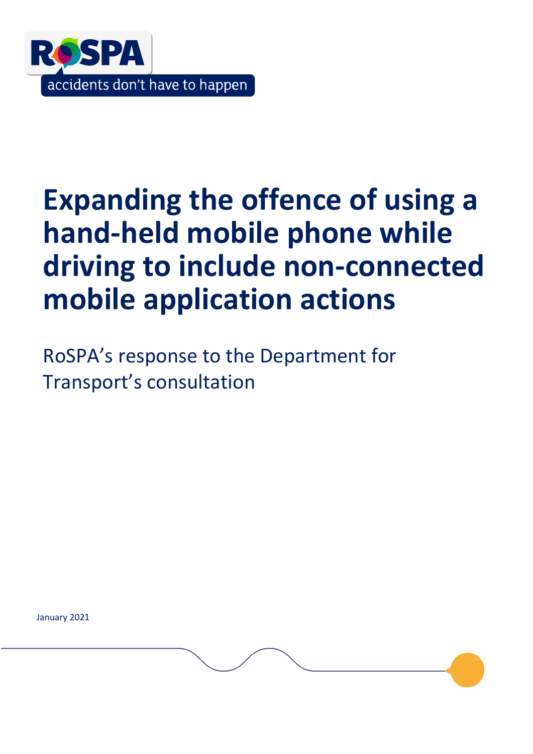RoSPA

accidents don't have to happen

# Expanding the offence of using a hand-held mobile phone while driving to include non-connected mobile application actions

RoSPA's response to the Department for Transport's consultation

January 2021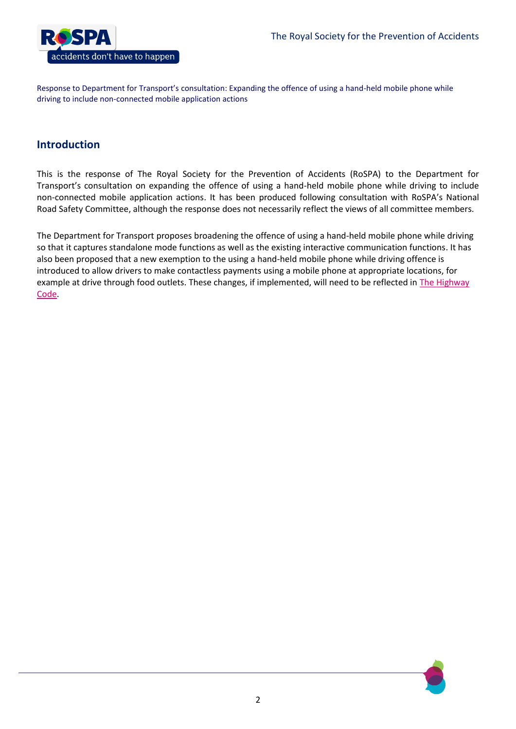Response to Department for Transport's consultation: Expanding the offence of using a hand-held mobile phone while driving to include non-connected mobile application actions

## Introduction

This is the response of The Royal Society for the Prevention of Accidents (RoSPA) to the Department for Transport's consultation on expanding the offence of using a hand-held mobile phone while driving to include non-connected mobile application actions. It has been produced following consultation with RoSPA's National Road Safety Committee, although the response does not necessarily reflect the views of all committee members.

The Department for Transport proposes broadening the offence of using a hand-held mobile phone while driving so that it captures standalone mode functions as well as the existing interactive communication functions. It has also been proposed that a new exemption to the using a hand-held mobile phone while driving offence is introduced to allow drivers to make contactless payments using a mobile phone at appropriate locations, for example at drive through food outlets. These changes, if implemented, will need to be reflected in The Highway Code.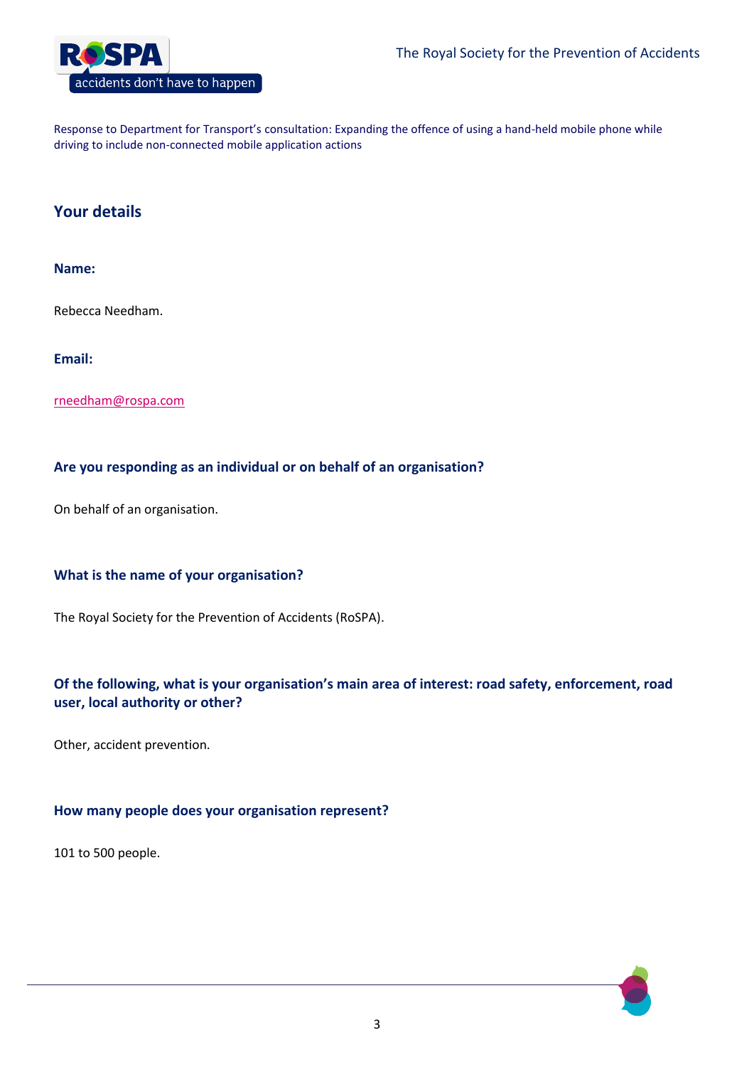Response to Department for Transport's consultation: Expanding the offence of using a hand-held mobile phone while driving to include non-connected mobile application actions

## Your details

**Name:**

Rebecca Needham.

**Email:**

rneedham@rospa.com

**Are you responding as an individual or on behalf of an organisation?**

On behalf of an organisation.

**What is the name of your organisation?**

The Royal Society for the Prevention of Accidents (RoSPA).

**Of the following, what is your organisation's main area of interest: road safety, enforcement, road user, local authority or other?**

Other, accident prevention.

**How many people does your organisation represent?**

101 to 500 people.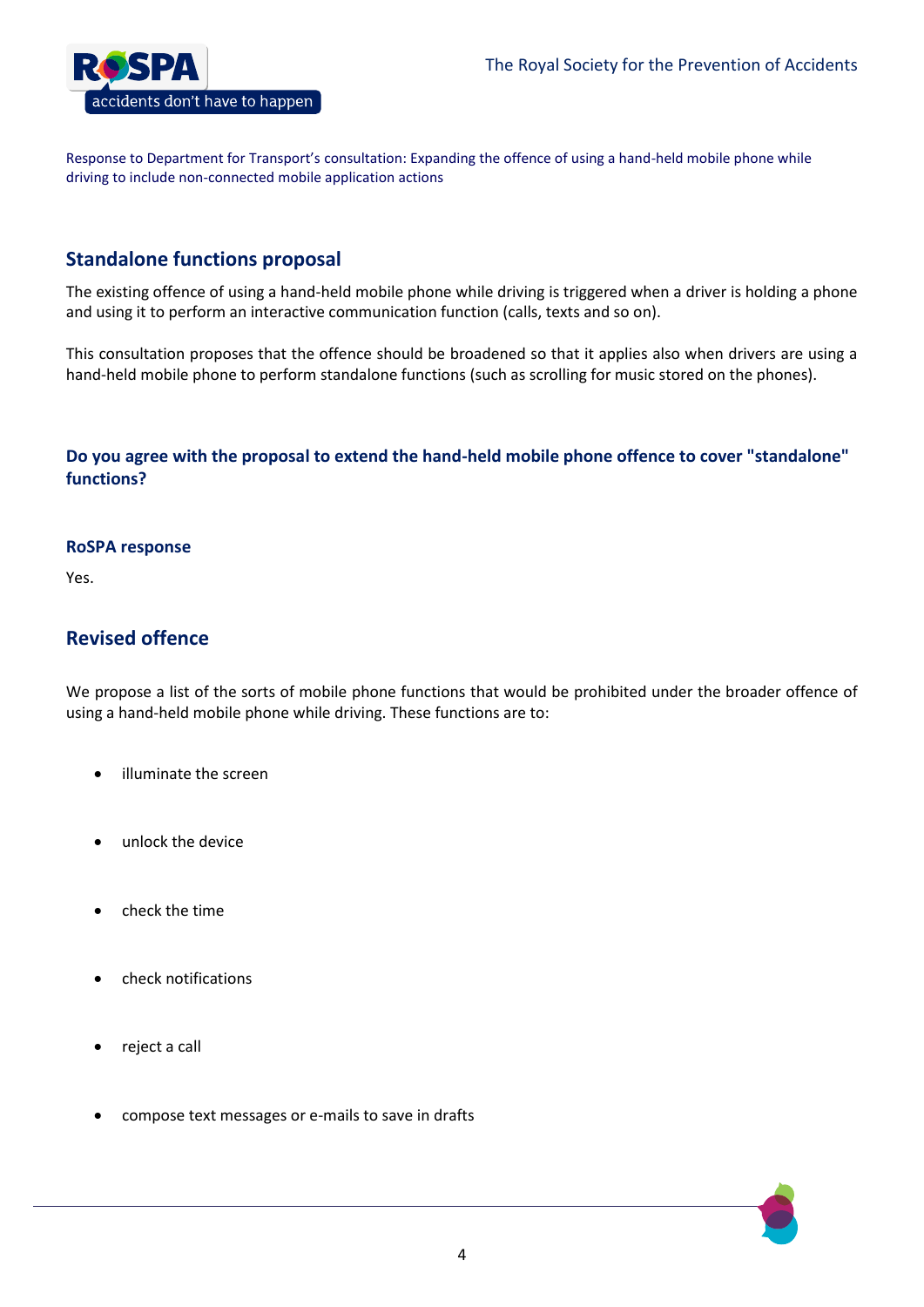Response to Department for Transport's consultation: Expanding the offence of using a hand-held mobile phone while driving to include non-connected mobile application actions

## Standalone functions proposal

The existing offence of using a hand-held mobile phone while driving is triggered when a driver is holding a phone and using it to perform an interactive communication function (calls, texts and so on).

This consultation proposes that the offence should be broadened so that it applies also when drivers are using a hand-held mobile phone to perform standalone functions (such as scrolling for music stored on the phones).

### Do you agree with the proposal to extend the hand-held mobile phone offence to cover "standalone" functions?

#### RoSPA response

Yes.

## Revised offence

We propose a list of the sorts of mobile phone functions that would be prohibited under the broader offence of using a hand-held mobile phone while driving. These functions are to:

- illuminate the screen
- unlock the device
- check the time
- check notifications
- reject a call
- compose text messages or e-mails to save in drafts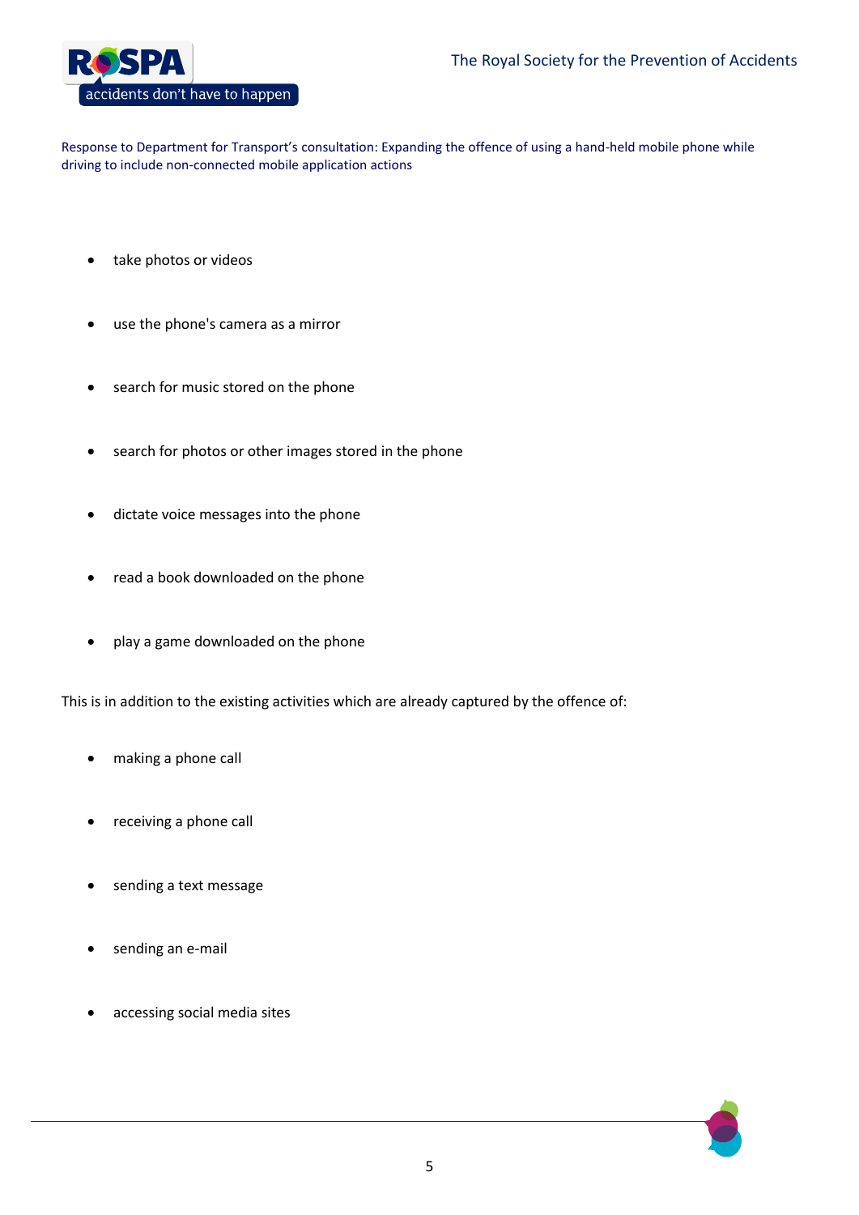- take photos or videos
- use the phone's camera as a mirror
- search for music stored on the phone
- search for photos or other images stored in the phone
- dictate voice messages into the phone
- read a book downloaded on the phone
- play a game downloaded on the phone

This is in addition to the existing activities which are already captured by the offence of:

- making a phone call
- receiving a phone call
- sending a text message
- sending an e-mail
- accessing social media sites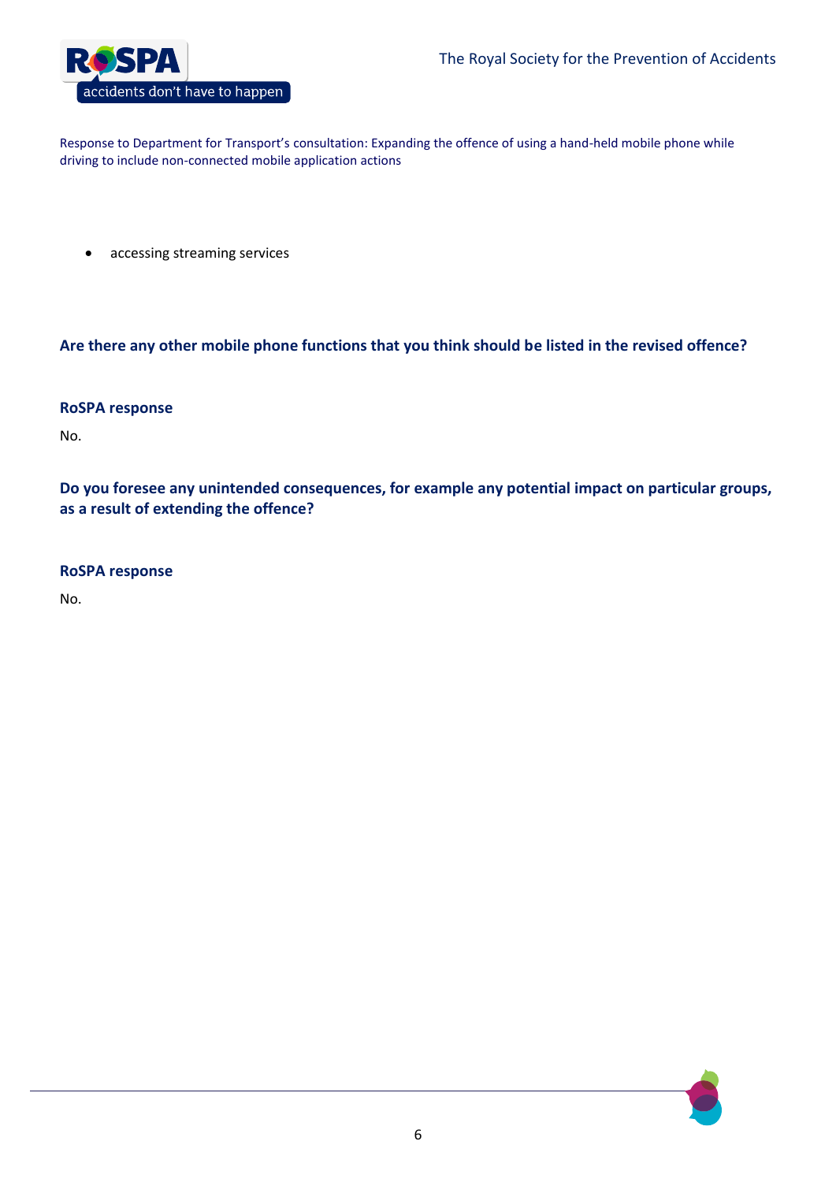- accessing streaming services

**Are there any other mobile phone functions that you think should be listed in the revised offence?**

**RoSPA response**

No.

**Do you foresee any unintended consequences, for example any potential impact on particular groups, as a result of extending the offence?**

**RoSPA response**

No.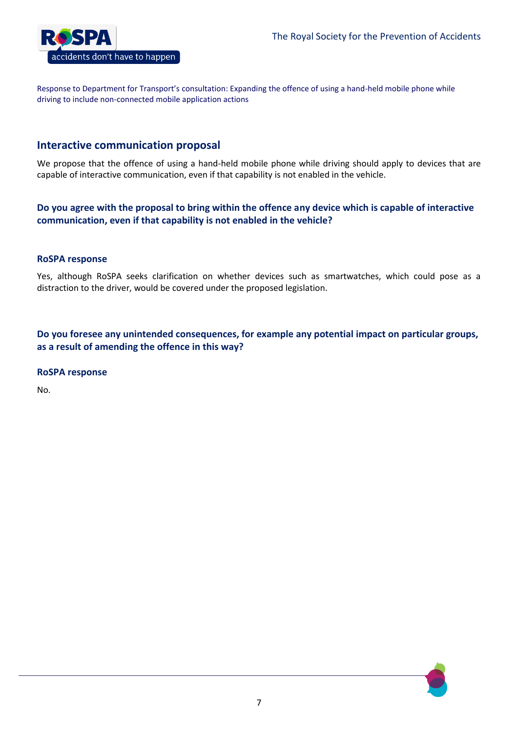Response to Department for Transport's consultation: Expanding the offence of using a hand-held mobile phone while driving to include non-connected mobile application actions

## Interactive communication proposal

We propose that the offence of using a hand-held mobile phone while driving should apply to devices that are capable of interactive communication, even if that capability is not enabled in the vehicle.

### Do you agree with the proposal to bring within the offence any device which is capable of interactive communication, even if that capability is not enabled in the vehicle?

**RoSPA response**

Yes, although RoSPA seeks clarification on whether devices such as smartwatches, which could pose as a distraction to the driver, would be covered under the proposed legislation.

### Do you foresee any unintended consequences, for example any potential impact on particular groups, as a result of amending the offence in this way?

**RoSPA response**

No.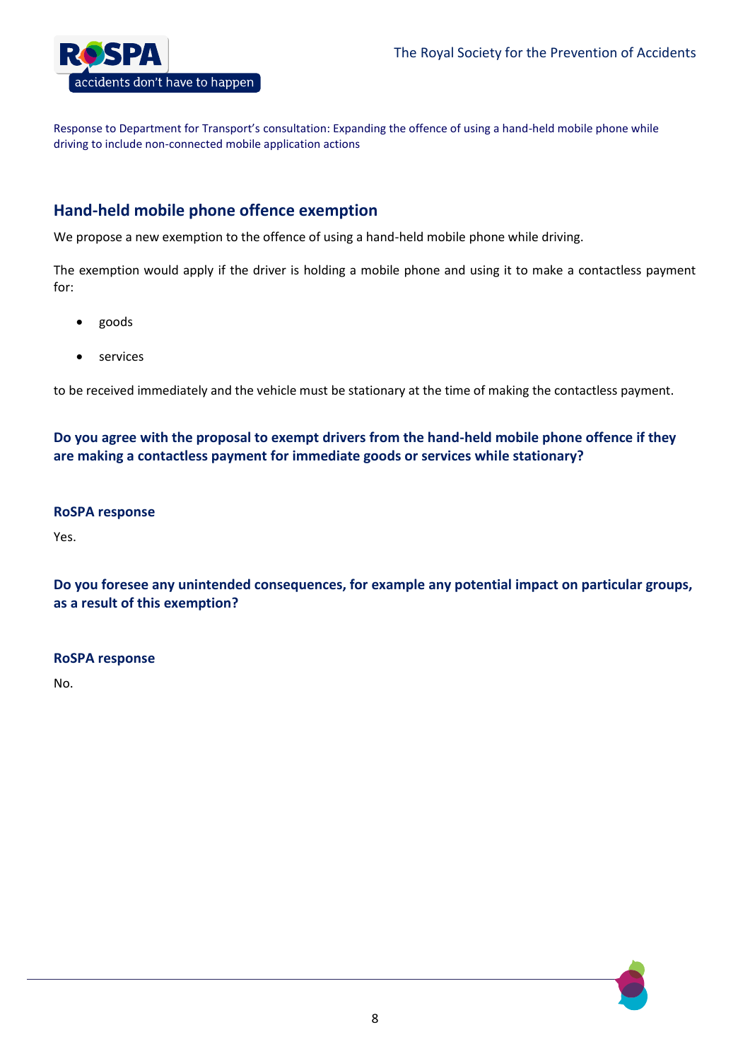## Hand-held mobile phone offence exemption

We propose a new exemption to the offence of using a hand-held mobile phone while driving.

The exemption would apply if the driver is holding a mobile phone and using it to make a contactless payment for:

- goods
- services

to be received immediately and the vehicle must be stationary at the time of making the contactless payment.

**Do you agree with the proposal to exempt drivers from the hand-held mobile phone offence if they are making a contactless payment for immediate goods or services while stationary?**

### RoSPA response

Yes.

**Do you foresee any unintended consequences, for example any potential impact on particular groups, as a result of this exemption?**

### RoSPA response

No.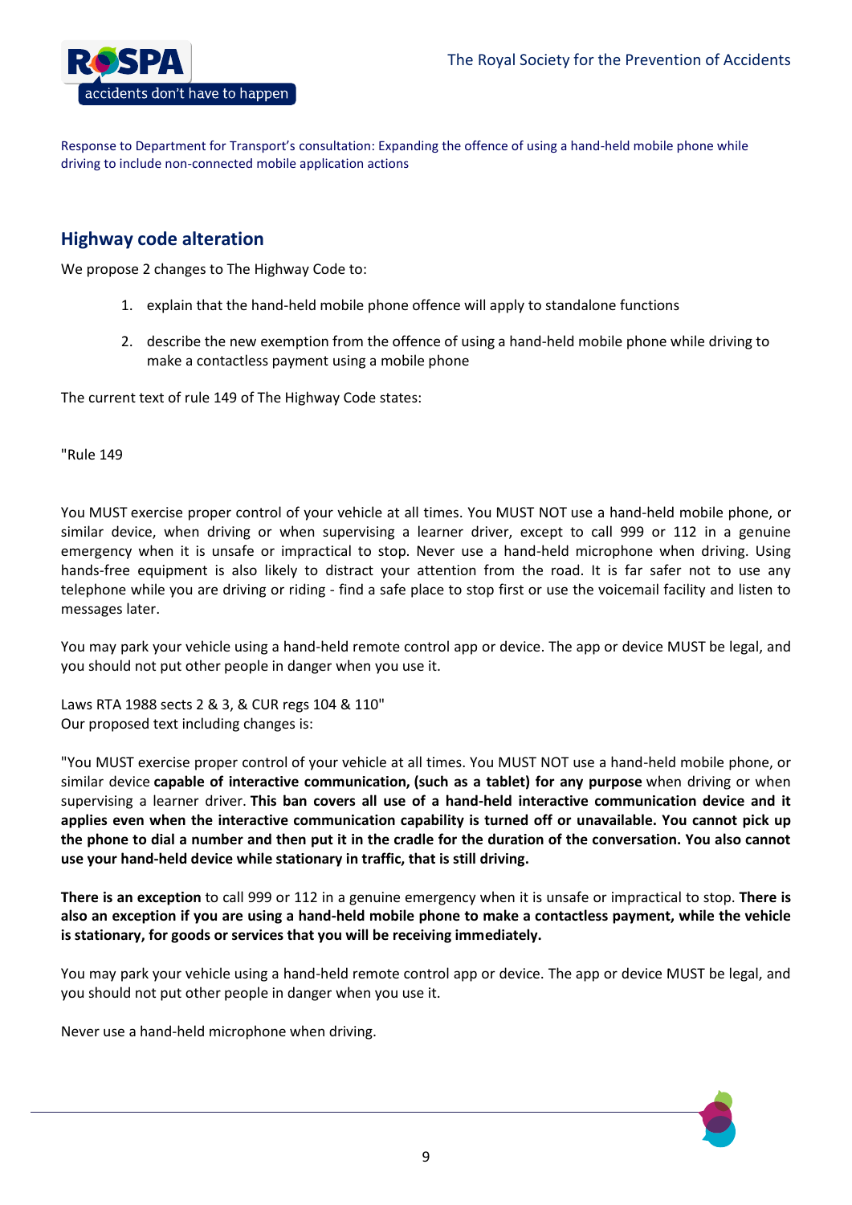Response to Department for Transport's consultation: Expanding the offence of using a hand-held mobile phone while driving to include non-connected mobile application actions

## Highway code alteration

We propose 2 changes to The Highway Code to:

1. explain that the hand-held mobile phone offence will apply to standalone functions
2. describe the new exemption from the offence of using a hand-held mobile phone while driving to make a contactless payment using a mobile phone

The current text of rule 149 of The Highway Code states:

"Rule 149

You MUST exercise proper control of your vehicle at all times. You MUST NOT use a hand-held mobile phone, or similar device, when driving or when supervising a learner driver, except to call 999 or 112 in a genuine emergency when it is unsafe or impractical to stop. Never use a hand-held microphone when driving. Using hands-free equipment is also likely to distract your attention from the road. It is far safer not to use any telephone while you are driving or riding - find a safe place to stop first or use the voicemail facility and listen to messages later.

You may park your vehicle using a hand-held remote control app or device. The app or device MUST be legal, and you should not put other people in danger when you use it.

Laws RTA 1988 sects 2 & 3, & CUR regs 104 & 110"
Our proposed text including changes is:

"You MUST exercise proper control of your vehicle at all times. You MUST NOT use a hand-held mobile phone, or similar device **capable of interactive communication, (such as a tablet) for any purpose** when driving or when supervising a learner driver. **This ban covers all use of a hand-held interactive communication device and it applies even when the interactive communication capability is turned off or unavailable. You cannot pick up the phone to dial a number and then put it in the cradle for the duration of the conversation. You also cannot use your hand-held device while stationary in traffic, that is still driving.**

**There is an exception** to call 999 or 112 in a genuine emergency when it is unsafe or impractical to stop. **There is also an exception if you are using a hand-held mobile phone to make a contactless payment, while the vehicle is stationary, for goods or services that you will be receiving immediately.**

You may park your vehicle using a hand-held remote control app or device. The app or device MUST be legal, and you should not put other people in danger when you use it.

Never use a hand-held microphone when driving.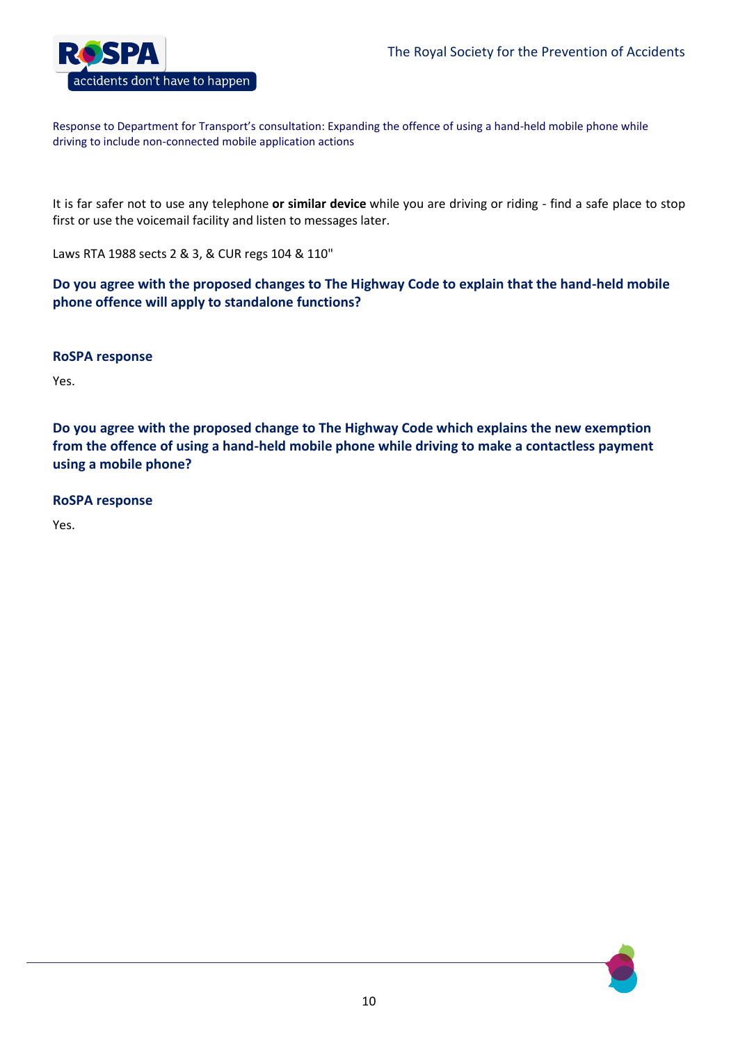Response to Department for Transport's consultation: Expanding the offence of using a hand-held mobile phone while driving to include non-connected mobile application actions

It is far safer not to use any telephone **or similar device** while you are driving or riding - find a safe place to stop first or use the voicemail facility and listen to messages later.

Laws RTA 1988 sects 2 & 3, & CUR regs 104 & 110"

**Do you agree with the proposed changes to The Highway Code to explain that the hand-held mobile phone offence will apply to standalone functions?**

**RoSPA response**

Yes.

**Do you agree with the proposed change to The Highway Code which explains the new exemption from the offence of using a hand-held mobile phone while driving to make a contactless payment using a mobile phone?**

**RoSPA response**

Yes.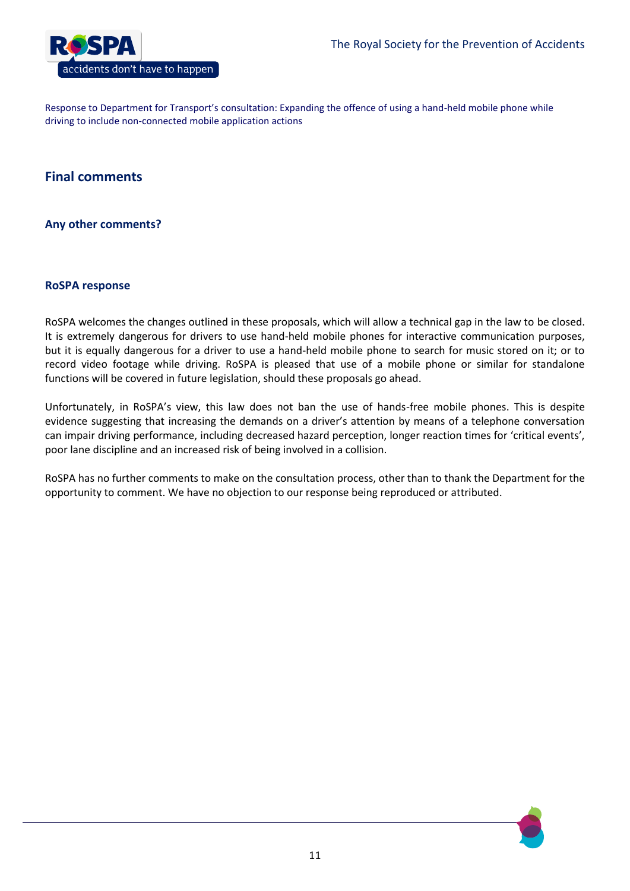## Final comments

### Any other comments?

### RoSPA response

RoSPA welcomes the changes outlined in these proposals, which will allow a technical gap in the law to be closed. It is extremely dangerous for drivers to use hand-held mobile phones for interactive communication purposes, but it is equally dangerous for a driver to use a hand-held mobile phone to search for music stored on it; or to record video footage while driving. RoSPA is pleased that use of a mobile phone or similar for standalone functions will be covered in future legislation, should these proposals go ahead.

Unfortunately, in RoSPA's view, this law does not ban the use of hands-free mobile phones. This is despite evidence suggesting that increasing the demands on a driver's attention by means of a telephone conversation can impair driving performance, including decreased hazard perception, longer reaction times for 'critical events', poor lane discipline and an increased risk of being involved in a collision.

RoSPA has no further comments to make on the consultation process, other than to thank the Department for the opportunity to comment. We have no objection to our response being reproduced or attributed.